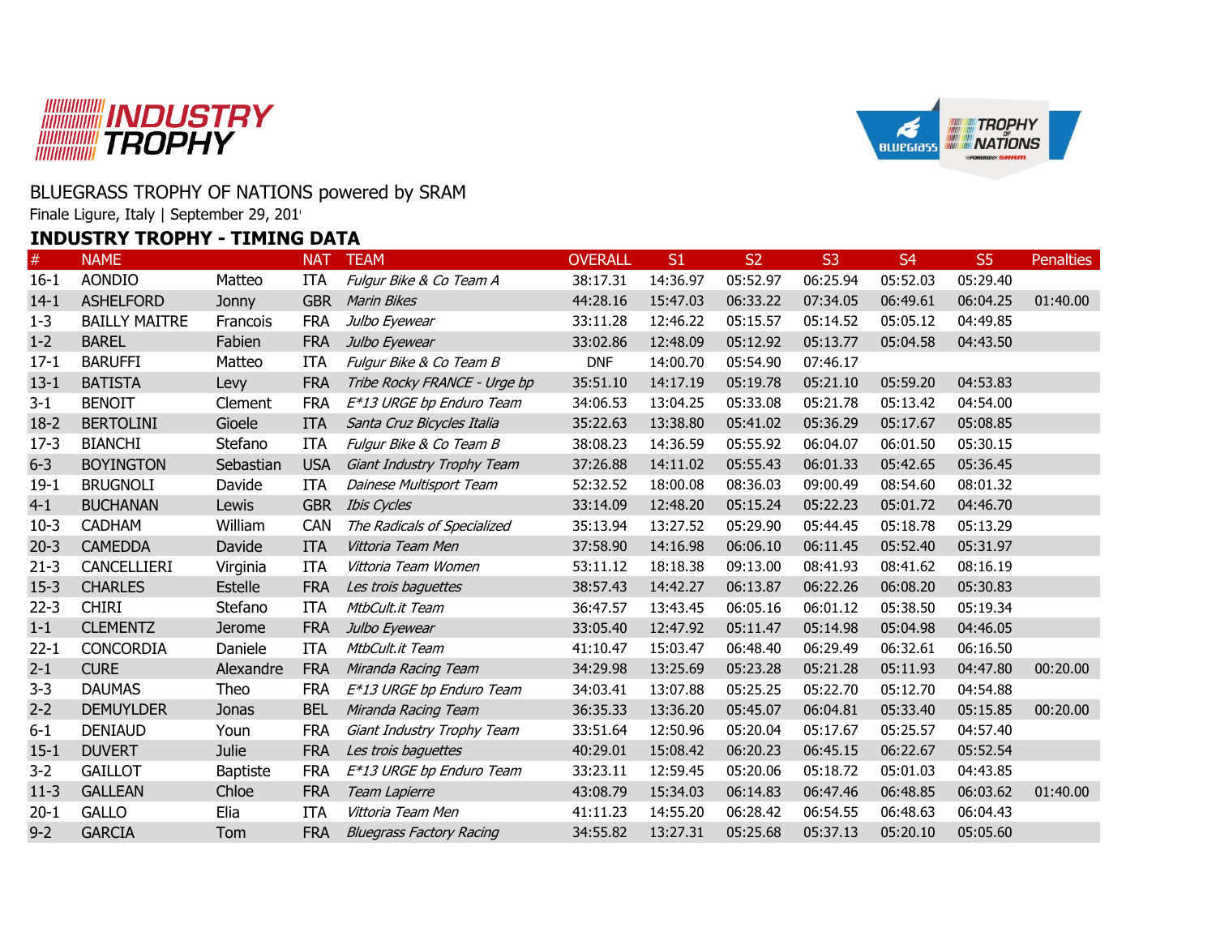# INDUSTRY TROPHY

BLUEGRASS TROPHY OF NATIONS powered by SRAM

Finale Ligure, Italy | September 29, 201

## INDUSTRY TROPHY - TIMING DATA

| # | NAME | | NAT | TEAM | OVERALL | S1 | S2 | S3 | S4 | S5 | Penalties |
|---|---|---|---|---|---|---|---|---|---|---|---|
| 16-1 | AONDIO | Matteo | ITA | *Fulgur Bike & Co Team A* | 38:17.31 | 14:36.97 | 05:52.97 | 06:25.94 | 05:52.03 | 05:29.40 | |
| 14-1 | ASHELFORD | Jonny | GBR | *Marin Bikes* | 44:28.16 | 15:47.03 | 06:33.22 | 07:34.05 | 06:49.61 | 06:04.25 | 01:40.00 |
| 1-3 | BAILLY MAITRE | Francois | FRA | *Julbo Eyewear* | 33:11.28 | 12:46.22 | 05:15.57 | 05:14.52 | 05:05.12 | 04:49.85 | |
| 1-2 | BAREL | Fabien | FRA | *Julbo Eyewear* | 33:02.86 | 12:48.09 | 05:12.92 | 05:13.77 | 05:04.58 | 04:43.50 | |
| 17-1 | BARUFFI | Matteo | ITA | *Fulgur Bike & Co Team B* | DNF | 14:00.70 | 05:54.90 | 07:46.17 | | | |
| 13-1 | BATISTA | Levy | FRA | *Tribe Rocky FRANCE - Urge bp* | 35:51.10 | 14:17.19 | 05:19.78 | 05:21.10 | 05:59.20 | 04:53.83 | |
| 3-1 | BENOIT | Clement | FRA | *E*13 URGE bp Enduro Team* | 34:06.53 | 13:04.25 | 05:33.08 | 05:21.78 | 05:13.42 | 04:54.00 | |
| 18-2 | BERTOLINI | Gioele | ITA | *Santa Cruz Bicycles Italia* | 35:22.63 | 13:38.80 | 05:41.02 | 05:36.29 | 05:17.67 | 05:08.85 | |
| 17-3 | BIANCHI | Stefano | ITA | *Fulgur Bike & Co Team B* | 38:08.23 | 14:36.59 | 05:55.92 | 06:04.07 | 06:01.50 | 05:30.15 | |
| 6-3 | BOYINGTON | Sebastian | USA | *Giant Industry Trophy Team* | 37:26.88 | 14:11.02 | 05:55.43 | 06:01.33 | 05:42.65 | 05:36.45 | |
| 19-1 | BRUGNOLI | Davide | ITA | *Dainese Multisport Team* | 52:32.52 | 18:00.08 | 08:36.03 | 09:00.49 | 08:54.60 | 08:01.32 | |
| 4-1 | BUCHANAN | Lewis | GBR | *Ibis Cycles* | 33:14.09 | 12:48.20 | 05:15.24 | 05:22.23 | 05:01.72 | 04:46.70 | |
| 10-3 | CADHAM | William | CAN | *The Radicals of Specialized* | 35:13.94 | 13:27.52 | 05:29.90 | 05:44.45 | 05:18.78 | 05:13.29 | |
| 20-3 | CAMEDDA | Davide | ITA | *Vittoria Team Men* | 37:58.90 | 14:16.98 | 06:06.10 | 06:11.45 | 05:52.40 | 05:31.97 | |
| 21-3 | CANCELLIERI | Virginia | ITA | *Vittoria Team Women* | 53:11.12 | 18:18.38 | 09:13.00 | 08:41.93 | 08:41.62 | 08:16.19 | |
| 15-3 | CHARLES | Estelle | FRA | *Les trois baguettes* | 38:57.43 | 14:42.27 | 06:13.87 | 06:22.26 | 06:08.20 | 05:30.83 | |
| 22-3 | CHIRI | Stefano | ITA | *MtbCult.it Team* | 36:47.57 | 13:43.45 | 06:05.16 | 06:01.12 | 05:38.50 | 05:19.34 | |
| 1-1 | CLEMENTZ | Jerome | FRA | *Julbo Eyewear* | 33:05.40 | 12:47.92 | 05:11.47 | 05:14.98 | 05:04.98 | 04:46.05 | |
| 22-1 | CONCORDIA | Daniele | ITA | *MtbCult.it Team* | 41:10.47 | 15:03.47 | 06:48.40 | 06:29.49 | 06:32.61 | 06:16.50 | |
| 2-1 | CURE | Alexandre | FRA | *Miranda Racing Team* | 34:29.98 | 13:25.69 | 05:23.28 | 05:21.28 | 05:11.93 | 04:47.80 | 00:20.00 |
| 3-3 | DAUMAS | Theo | FRA | *E*13 URGE bp Enduro Team* | 34:03.41 | 13:07.88 | 05:25.25 | 05:22.70 | 05:12.70 | 04:54.88 | |
| 2-2 | DEMUYLDER | Jonas | BEL | *Miranda Racing Team* | 36:35.33 | 13:36.20 | 05:45.07 | 06:04.81 | 05:33.40 | 05:15.85 | 00:20.00 |
| 6-1 | DENIAUD | Youn | FRA | *Giant Industry Trophy Team* | 33:51.64 | 12:50.96 | 05:20.04 | 05:17.67 | 05:25.57 | 04:57.40 | |
| 15-1 | DUVERT | Julie | FRA | *Les trois baguettes* | 40:29.01 | 15:08.42 | 06:20.23 | 06:45.15 | 06:22.67 | 05:52.54 | |
| 3-2 | GAILLOT | Baptiste | FRA | *E*13 URGE bp Enduro Team* | 33:23.11 | 12:59.45 | 05:20.06 | 05:18.72 | 05:01.03 | 04:43.85 | |
| 11-3 | GALLEAN | Chloe | FRA | *Team Lapierre* | 43:08.79 | 15:34.03 | 06:14.83 | 06:47.46 | 06:48.85 | 06:03.62 | 01:40.00 |
| 20-1 | GALLO | Elia | ITA | *Vittoria Team Men* | 41:11.23 | 14:55.20 | 06:28.42 | 06:54.55 | 06:48.63 | 06:04.43 | |
| 9-2 | GARCIA | Tom | FRA | *Bluegrass Factory Racing* | 34:55.82 | 13:27.31 | 05:25.68 | 05:37.13 | 05:20.10 | 05:05.60 | |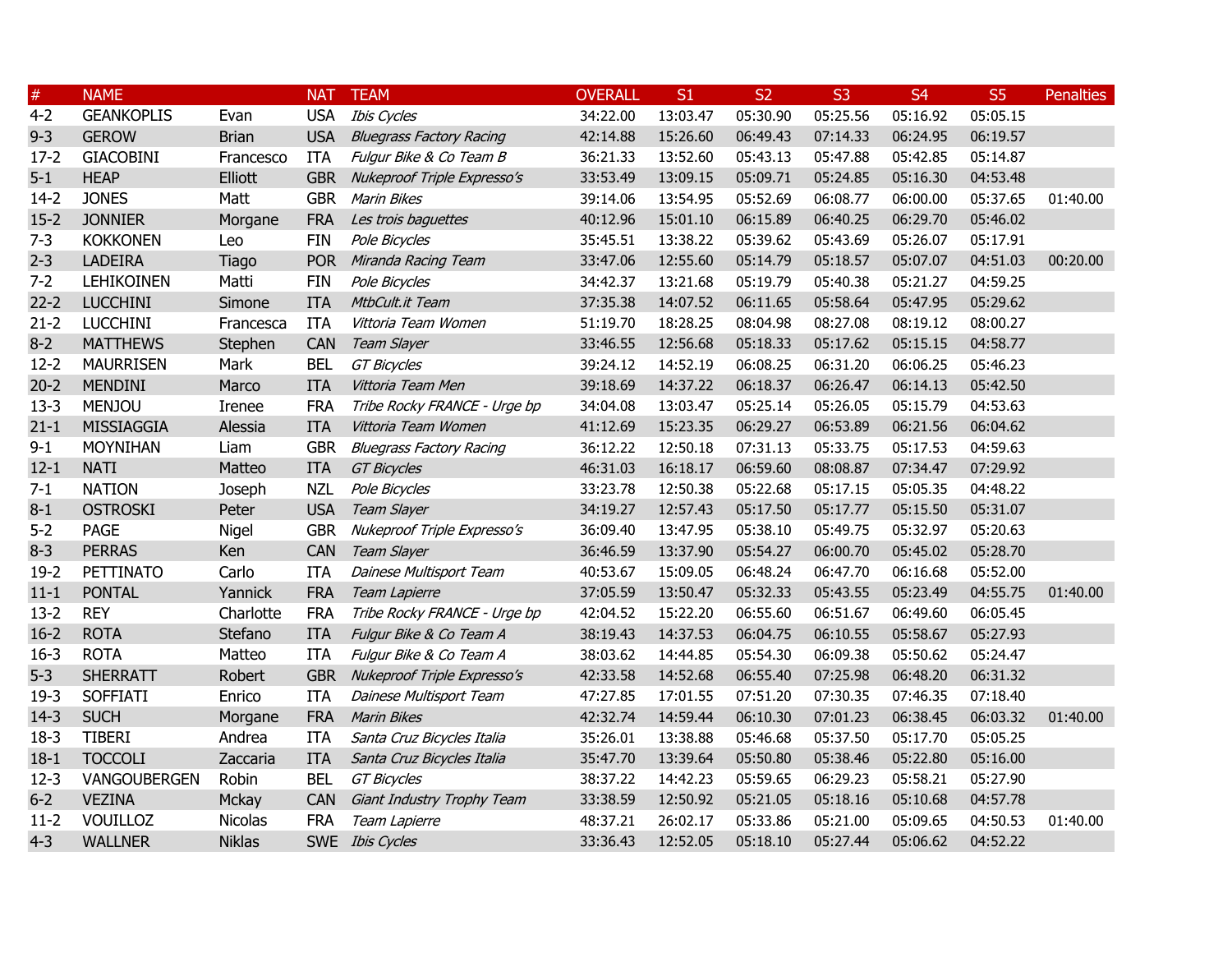| # | NAME | | NAT | TEAM | OVERALL | S1 | S2 | S3 | S4 | S5 | Penalties |
|---|---|---|---|---|---|---|---|---|---|---|---|
| 4-2 | GEANKOPLIS | Evan | USA | *Ibis Cycles* | 34:22.00 | 13:03.47 | 05:30.90 | 05:25.56 | 05:16.92 | 05:05.15 | |
| 9-3 | GEROW | Brian | USA | *Bluegrass Factory Racing* | 42:14.88 | 15:26.60 | 06:49.43 | 07:14.33 | 06:24.95 | 06:19.57 | |
| 17-2 | GIACOBINI | Francesco | ITA | *Fulgur Bike & Co Team B* | 36:21.33 | 13:52.60 | 05:43.13 | 05:47.88 | 05:42.85 | 05:14.87 | |
| 5-1 | HEAP | Elliott | GBR | *Nukeproof Triple Expresso's* | 33:53.49 | 13:09.15 | 05:09.71 | 05:24.85 | 05:16.30 | 04:53.48 | |
| 14-2 | JONES | Matt | GBR | *Marin Bikes* | 39:14.06 | 13:54.95 | 05:52.69 | 06:08.77 | 06:00.00 | 05:37.65 | 01:40.00 |
| 15-2 | JONNIER | Morgane | FRA | *Les trois baguettes* | 40:12.96 | 15:01.10 | 06:15.89 | 06:40.25 | 06:29.70 | 05:46.02 | |
| 7-3 | KOKKONEN | Leo | FIN | *Pole Bicycles* | 35:45.51 | 13:38.22 | 05:39.62 | 05:43.69 | 05:26.07 | 05:17.91 | |
| 2-3 | LADEIRA | Tiago | POR | *Miranda Racing Team* | 33:47.06 | 12:55.60 | 05:14.79 | 05:18.57 | 05:07.07 | 04:51.03 | 00:20.00 |
| 7-2 | LEHIKOINEN | Matti | FIN | *Pole Bicycles* | 34:42.37 | 13:21.68 | 05:19.79 | 05:40.38 | 05:21.27 | 04:59.25 | |
| 22-2 | LUCCHINI | Simone | ITA | *MtbCult.it Team* | 37:35.38 | 14:07.52 | 06:11.65 | 05:58.64 | 05:47.95 | 05:29.62 | |
| 21-2 | LUCCHINI | Francesca | ITA | *Vittoria Team Women* | 51:19.70 | 18:28.25 | 08:04.98 | 08:27.08 | 08:19.12 | 08:00.27 | |
| 8-2 | MATTHEWS | Stephen | CAN | *Team Slayer* | 33:46.55 | 12:56.68 | 05:18.33 | 05:17.62 | 05:15.15 | 04:58.77 | |
| 12-2 | MAURRISEN | Mark | BEL | *GT Bicycles* | 39:24.12 | 14:52.19 | 06:08.25 | 06:31.20 | 06:06.25 | 05:46.23 | |
| 20-2 | MENDINI | Marco | ITA | *Vittoria Team Men* | 39:18.69 | 14:37.22 | 06:18.37 | 06:26.47 | 06:14.13 | 05:42.50 | |
| 13-3 | MENJOU | Irenee | FRA | *Tribe Rocky FRANCE - Urge bp* | 34:04.08 | 13:03.47 | 05:25.14 | 05:26.05 | 05:15.79 | 04:53.63 | |
| 21-1 | MISSIAGGIA | Alessia | ITA | *Vittoria Team Women* | 41:12.69 | 15:23.35 | 06:29.27 | 06:53.89 | 06:21.56 | 06:04.62 | |
| 9-1 | MOYNIHAN | Liam | GBR | *Bluegrass Factory Racing* | 36:12.22 | 12:50.18 | 07:31.13 | 05:33.75 | 05:17.53 | 04:59.63 | |
| 12-1 | NATI | Matteo | ITA | *GT Bicycles* | 46:31.03 | 16:18.17 | 06:59.60 | 08:08.87 | 07:34.47 | 07:29.92 | |
| 7-1 | NATION | Joseph | NZL | *Pole Bicycles* | 33:23.78 | 12:50.38 | 05:22.68 | 05:17.15 | 05:05.35 | 04:48.22 | |
| 8-1 | OSTROSKI | Peter | USA | *Team Slayer* | 34:19.27 | 12:57.43 | 05:17.50 | 05:17.77 | 05:15.50 | 05:31.07 | |
| 5-2 | PAGE | Nigel | GBR | *Nukeproof Triple Expresso's* | 36:09.40 | 13:47.95 | 05:38.10 | 05:49.75 | 05:32.97 | 05:20.63 | |
| 8-3 | PERRAS | Ken | CAN | *Team Slayer* | 36:46.59 | 13:37.90 | 05:54.27 | 06:00.70 | 05:45.02 | 05:28.70 | |
| 19-2 | PETTINATO | Carlo | ITA | *Dainese Multisport Team* | 40:53.67 | 15:09.05 | 06:48.24 | 06:47.70 | 06:16.68 | 05:52.00 | |
| 11-1 | PONTAL | Yannick | FRA | *Team Lapierre* | 37:05.59 | 13:50.47 | 05:32.33 | 05:43.55 | 05:23.49 | 04:55.75 | 01:40.00 |
| 13-2 | REY | Charlotte | FRA | *Tribe Rocky FRANCE - Urge bp* | 42:04.52 | 15:22.20 | 06:55.60 | 06:51.67 | 06:49.60 | 06:05.45 | |
| 16-2 | ROTA | Stefano | ITA | *Fulgur Bike & Co Team A* | 38:19.43 | 14:37.53 | 06:04.75 | 06:10.55 | 05:58.67 | 05:27.93 | |
| 16-3 | ROTA | Matteo | ITA | *Fulgur Bike & Co Team A* | 38:03.62 | 14:44.85 | 05:54.30 | 06:09.38 | 05:50.62 | 05:24.47 | |
| 5-3 | SHERRATT | Robert | GBR | *Nukeproof Triple Expresso's* | 42:33.58 | 14:52.68 | 06:55.40 | 07:25.98 | 06:48.20 | 06:31.32 | |
| 19-3 | SOFFIATI | Enrico | ITA | *Dainese Multisport Team* | 47:27.85 | 17:01.55 | 07:51.20 | 07:30.35 | 07:46.35 | 07:18.40 | |
| 14-3 | SUCH | Morgane | FRA | *Marin Bikes* | 42:32.74 | 14:59.44 | 06:10.30 | 07:01.23 | 06:38.45 | 06:03.32 | 01:40.00 |
| 18-3 | TIBERI | Andrea | ITA | *Santa Cruz Bicycles Italia* | 35:26.01 | 13:38.88 | 05:46.68 | 05:37.50 | 05:17.70 | 05:05.25 | |
| 18-1 | TOCCOLI | Zaccaria | ITA | *Santa Cruz Bicycles Italia* | 35:47.70 | 13:39.64 | 05:50.80 | 05:38.46 | 05:22.80 | 05:16.00 | |
| 12-3 | VANGOUBERGEN | Robin | BEL | *GT Bicycles* | 38:37.22 | 14:42.23 | 05:59.65 | 06:29.23 | 05:58.21 | 05:27.90 | |
| 6-2 | VEZINA | Mckay | CAN | *Giant Industry Trophy Team* | 33:38.59 | 12:50.92 | 05:21.05 | 05:18.16 | 05:10.68 | 04:57.78 | |
| 11-2 | VOUILLOZ | Nicolas | FRA | *Team Lapierre* | 48:37.21 | 26:02.17 | 05:33.86 | 05:21.00 | 05:09.65 | 04:50.53 | 01:40.00 |
| 4-3 | WALLNER | Niklas | SWE | *Ibis Cycles* | 33:36.43 | 12:52.05 | 05:18.10 | 05:27.44 | 05:06.62 | 04:52.22 | |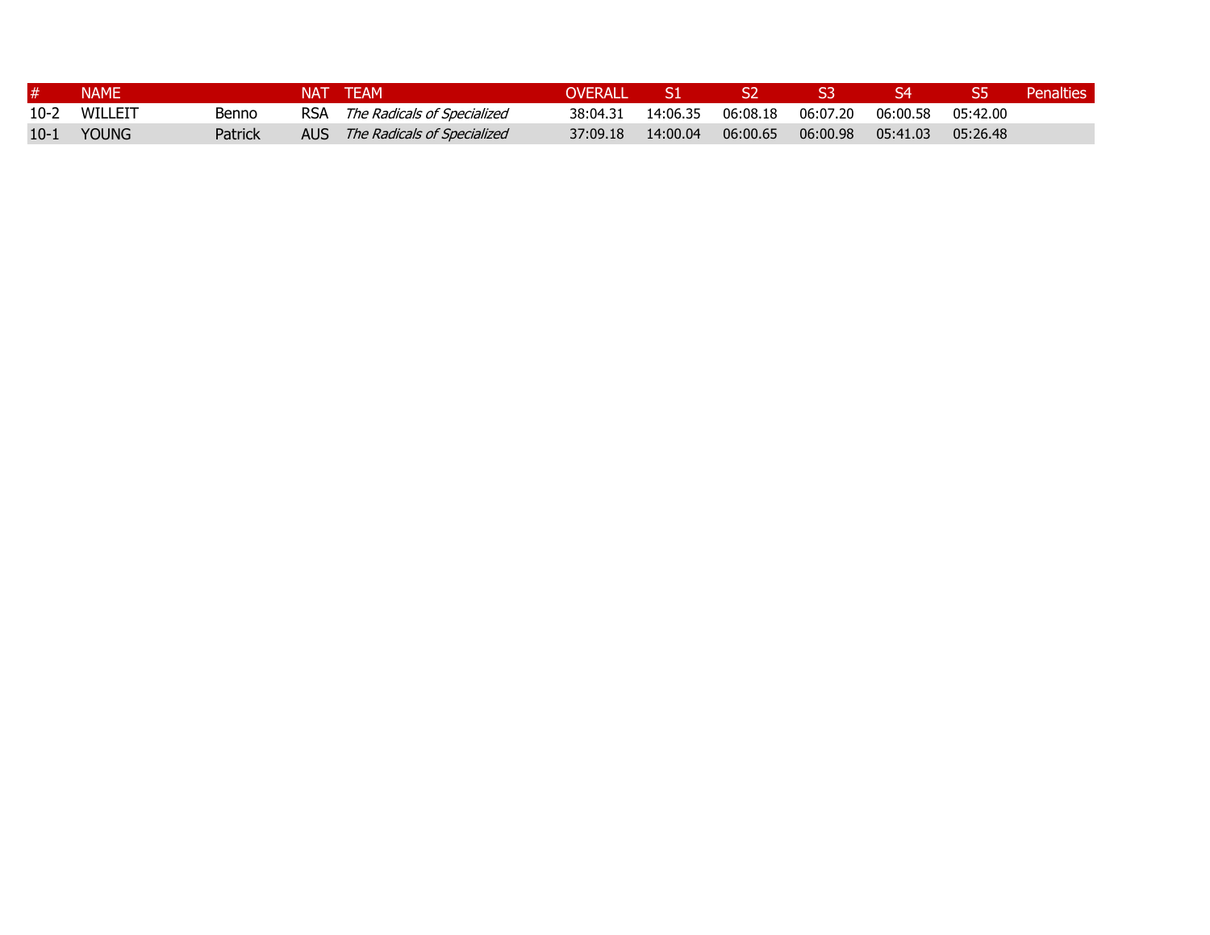| # | NAME | | NAT | TEAM | OVERALL | S1 | S2 | S3 | S4 | S5 | Penalties |
|---|---|---|---|---|---|---|---|---|---|---|---|
| 10-2 | WILLEIT | Benno | RSA | *The Radicals of Specialized* | 38:04.31 | 14:06.35 | 06:08.18 | 06:07.20 | 06:00.58 | 05:42.00 | |
| 10-1 | YOUNG | Patrick | AUS | *The Radicals of Specialized* | 37:09.18 | 14:00.04 | 06:00.65 | 06:00.98 | 05:41.03 | 05:26.48 | |